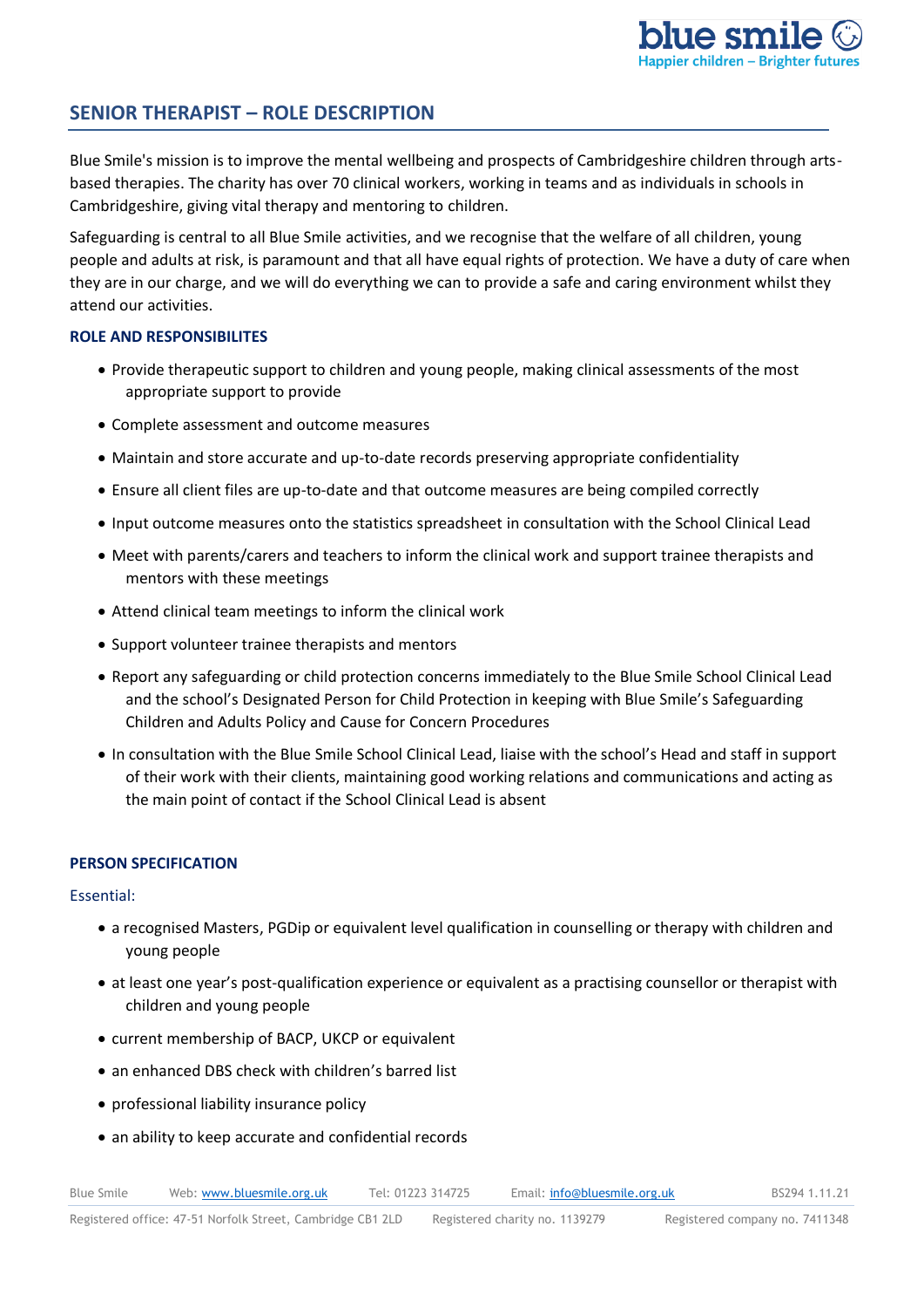# SENIOR THERAPIST – ROLE DESCRIPTION

Blue Smile's mission is to improve the mental wellbeing and prospects of Cambridgeshire children through arts-based therapies. The charity has over 70 clinical workers, working in teams and as individuals in schools in Cambridgeshire, giving vital therapy and mentoring to children.

Safeguarding is central to all Blue Smile activities, and we recognise that the welfare of all children, young people and adults at risk, is paramount and that all have equal rights of protection. We have a duty of care when they are in our charge, and we will do everything we can to provide a safe and caring environment whilst they attend our activities.

## ROLE AND RESPONSIBILITES

- Provide therapeutic support to children and young people, making clinical assessments of the most appropriate support to provide
- Complete assessment and outcome measures
- Maintain and store accurate and up-to-date records preserving appropriate confidentiality
- Ensure all client files are up-to-date and that outcome measures are being compiled correctly
- Input outcome measures onto the statistics spreadsheet in consultation with the School Clinical Lead
- Meet with parents/carers and teachers to inform the clinical work and support trainee therapists and mentors with these meetings
- Attend clinical team meetings to inform the clinical work
- Support volunteer trainee therapists and mentors
- Report any safeguarding or child protection concerns immediately to the Blue Smile School Clinical Lead and the school's Designated Person for Child Protection in keeping with Blue Smile's Safeguarding Children and Adults Policy and Cause for Concern Procedures
- In consultation with the Blue Smile School Clinical Lead, liaise with the school's Head and staff in support of their work with their clients, maintaining good working relations and communications and acting as the main point of contact if the School Clinical Lead is absent

## PERSON SPECIFICATION

### Essential:

- a recognised Masters, PGDip or equivalent level qualification in counselling or therapy with children and young people
- at least one year's post-qualification experience or equivalent as a practising counsellor or therapist with children and young people
- current membership of BACP, UKCP or equivalent
- an enhanced DBS check with children's barred list
- professional liability insurance policy
- an ability to keep accurate and confidential records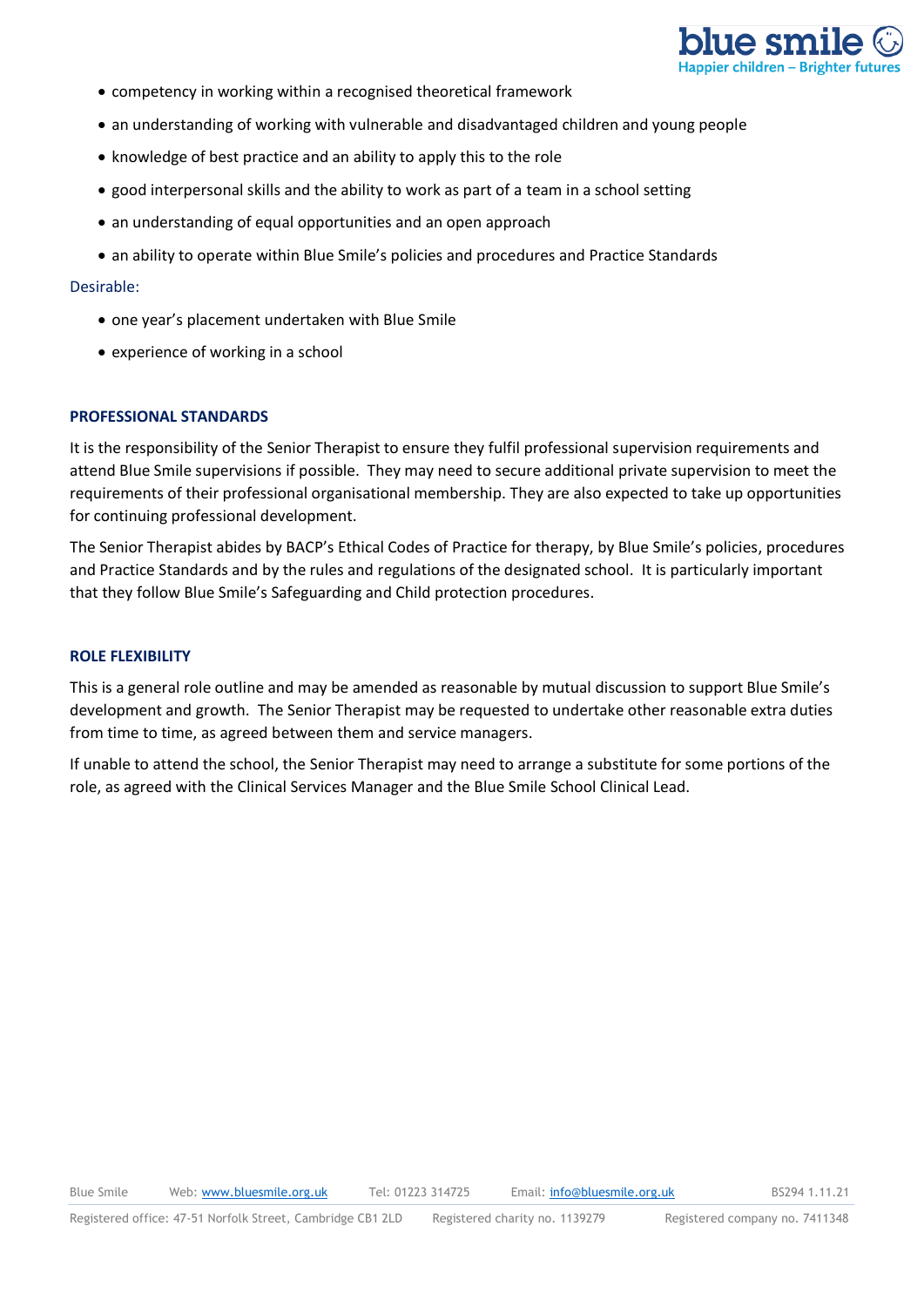- competency in working within a recognised theoretical framework
- an understanding of working with vulnerable and disadvantaged children and young people
- knowledge of best practice and an ability to apply this to the role
- good interpersonal skills and the ability to work as part of a team in a school setting
- an understanding of equal opportunities and an open approach
- an ability to operate within Blue Smile's policies and procedures and Practice Standards

Desirable:

- one year's placement undertaken with Blue Smile
- experience of working in a school

## PROFESSIONAL STANDARDS

It is the responsibility of the Senior Therapist to ensure they fulfil professional supervision requirements and attend Blue Smile supervisions if possible. They may need to secure additional private supervision to meet the requirements of their professional organisational membership. They are also expected to take up opportunities for continuing professional development.

The Senior Therapist abides by BACP's Ethical Codes of Practice for therapy, by Blue Smile's policies, procedures and Practice Standards and by the rules and regulations of the designated school. It is particularly important that they follow Blue Smile's Safeguarding and Child protection procedures.

## ROLE FLEXIBILITY

This is a general role outline and may be amended as reasonable by mutual discussion to support Blue Smile's development and growth. The Senior Therapist may be requested to undertake other reasonable extra duties from time to time, as agreed between them and service managers.

If unable to attend the school, the Senior Therapist may need to arrange a substitute for some portions of the role, as agreed with the Clinical Services Manager and the Blue Smile School Clinical Lead.